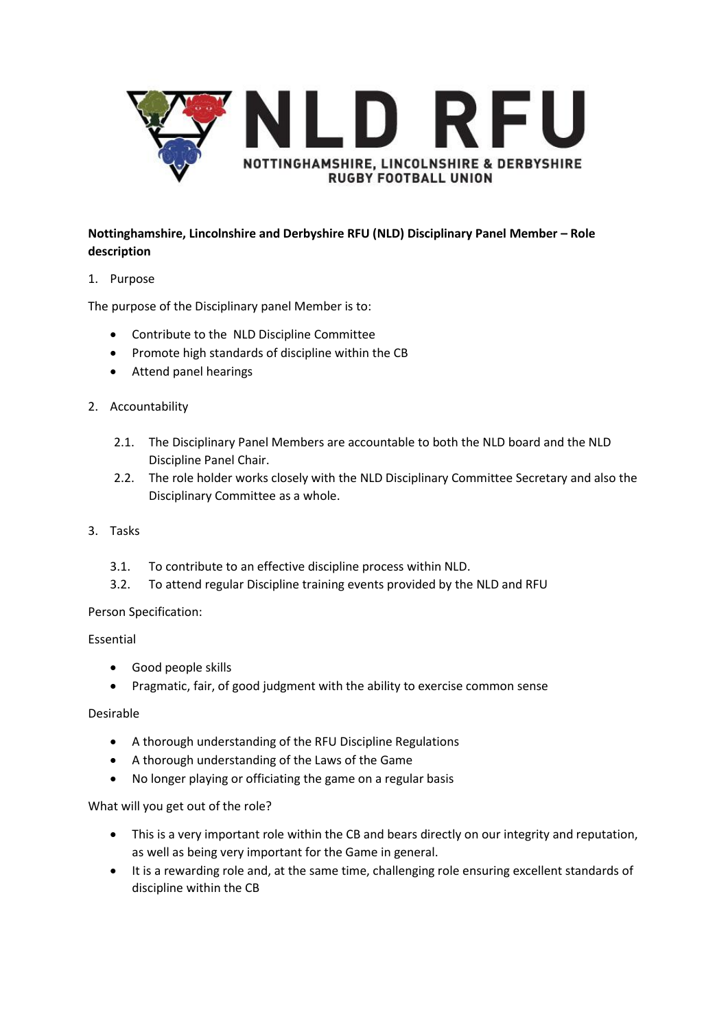**NLD RFU**

**NOTTINGHAMSHIRE, LINCOLNSHIRE & DERBYSHIRE RUGBY FOOTBALL UNION**

**Nottinghamshire, Lincolnshire and Derbyshire RFU (NLD) Disciplinary Panel Member – Role description**

1. Purpose

The purpose of the Disciplinary panel Member is to:

- Contribute to the NLD Discipline Committee
- Promote high standards of discipline within the CB
- Attend panel hearings

2. Accountability

   2.1. The Disciplinary Panel Members are accountable to both the NLD board and the NLD Discipline Panel Chair.

   2.2. The role holder works closely with the NLD Disciplinary Committee Secretary and also the Disciplinary Committee as a whole.

3. Tasks

   3.1. To contribute to an effective discipline process within NLD.

   3.2. To attend regular Discipline training events provided by the NLD and RFU

Person Specification:

Essential

- Good people skills
- Pragmatic, fair, of good judgment with the ability to exercise common sense

Desirable

- A thorough understanding of the RFU Discipline Regulations
- A thorough understanding of the Laws of the Game
- No longer playing or officiating the game on a regular basis

What will you get out of the role?

- This is a very important role within the CB and bears directly on our integrity and reputation, as well as being very important for the Game in general.
- It is a rewarding role and, at the same time, challenging role ensuring excellent standards of discipline within the CB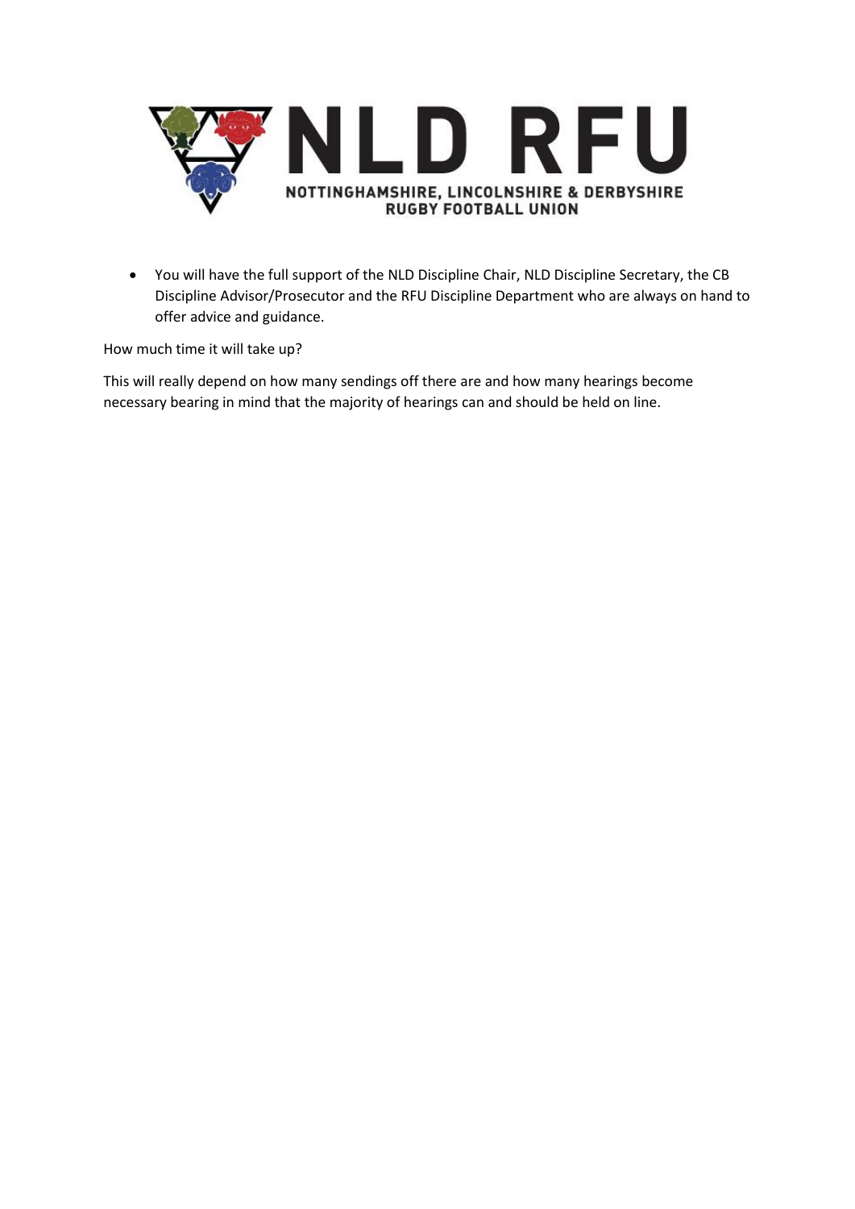- You will have the full support of the NLD Discipline Chair, NLD Discipline Secretary, the CB Discipline Advisor/Prosecutor and the RFU Discipline Department who are always on hand to offer advice and guidance.

How much time it will take up?

This will really depend on how many sendings off there are and how many hearings become necessary bearing in mind that the majority of hearings can and should be held on line.